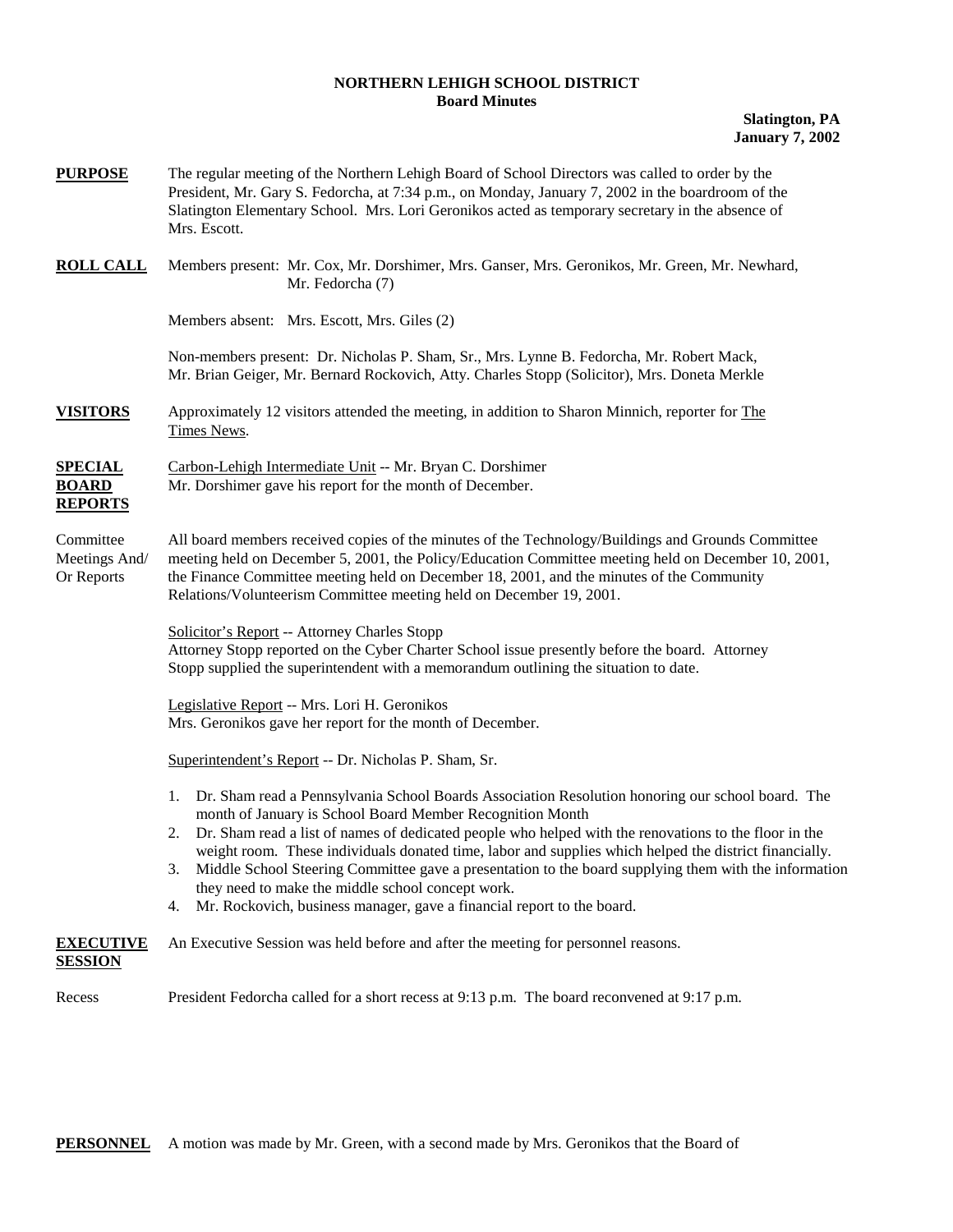**NORTHERN LEHIGH SCHOOL DISTRICT**
**Board Minutes**

**Slatington, PA**
**January 7, 2002**

**PURPOSE** The regular meeting of the Northern Lehigh Board of School Directors was called to order by the President, Mr. Gary S. Fedorcha, at 7:34 p.m., on Monday, January 7, 2002 in the boardroom of the Slatington Elementary School. Mrs. Lori Geronikos acted as temporary secretary in the absence of Mrs. Escott.

**ROLL CALL** Members present: Mr. Cox, Mr. Dorshimer, Mrs. Ganser, Mrs. Geronikos, Mr. Green, Mr. Newhard, Mr. Fedorcha (7)

Members absent: Mrs. Escott, Mrs. Giles (2)

Non-members present: Dr. Nicholas P. Sham, Sr., Mrs. Lynne B. Fedorcha, Mr. Robert Mack, Mr. Brian Geiger, Mr. Bernard Rockovich, Atty. Charles Stopp (Solicitor), Mrs. Doneta Merkle

**VISITORS** Approximately 12 visitors attended the meeting, in addition to Sharon Minnich, reporter for The Times News.

**SPECIAL BOARD REPORTS** Carbon-Lehigh Intermediate Unit -- Mr. Bryan C. Dorshimer
Mr. Dorshimer gave his report for the month of December.

Committee Meetings And/ Or Reports All board members received copies of the minutes of the Technology/Buildings and Grounds Committee meeting held on December 5, 2001, the Policy/Education Committee meeting held on December 10, 2001, the Finance Committee meeting held on December 18, 2001, and the minutes of the Community Relations/Volunteerism Committee meeting held on December 19, 2001.

Solicitor's Report -- Attorney Charles Stopp
Attorney Stopp reported on the Cyber Charter School issue presently before the board. Attorney Stopp supplied the superintendent with a memorandum outlining the situation to date.

Legislative Report -- Mrs. Lori H. Geronikos
Mrs. Geronikos gave her report for the month of December.

Superintendent's Report -- Dr. Nicholas P. Sham, Sr.

1. Dr. Sham read a Pennsylvania School Boards Association Resolution honoring our school board. The month of January is School Board Member Recognition Month
2. Dr. Sham read a list of names of dedicated people who helped with the renovations to the floor in the weight room. These individuals donated time, labor and supplies which helped the district financially.
3. Middle School Steering Committee gave a presentation to the board supplying them with the information they need to make the middle school concept work.
4. Mr. Rockovich, business manager, gave a financial report to the board.

**EXECUTIVE SESSION** An Executive Session was held before and after the meeting for personnel reasons.

Recess President Fedorcha called for a short recess at 9:13 p.m. The board reconvened at 9:17 p.m.

**PERSONNEL** A motion was made by Mr. Green, with a second made by Mrs. Geronikos that the Board of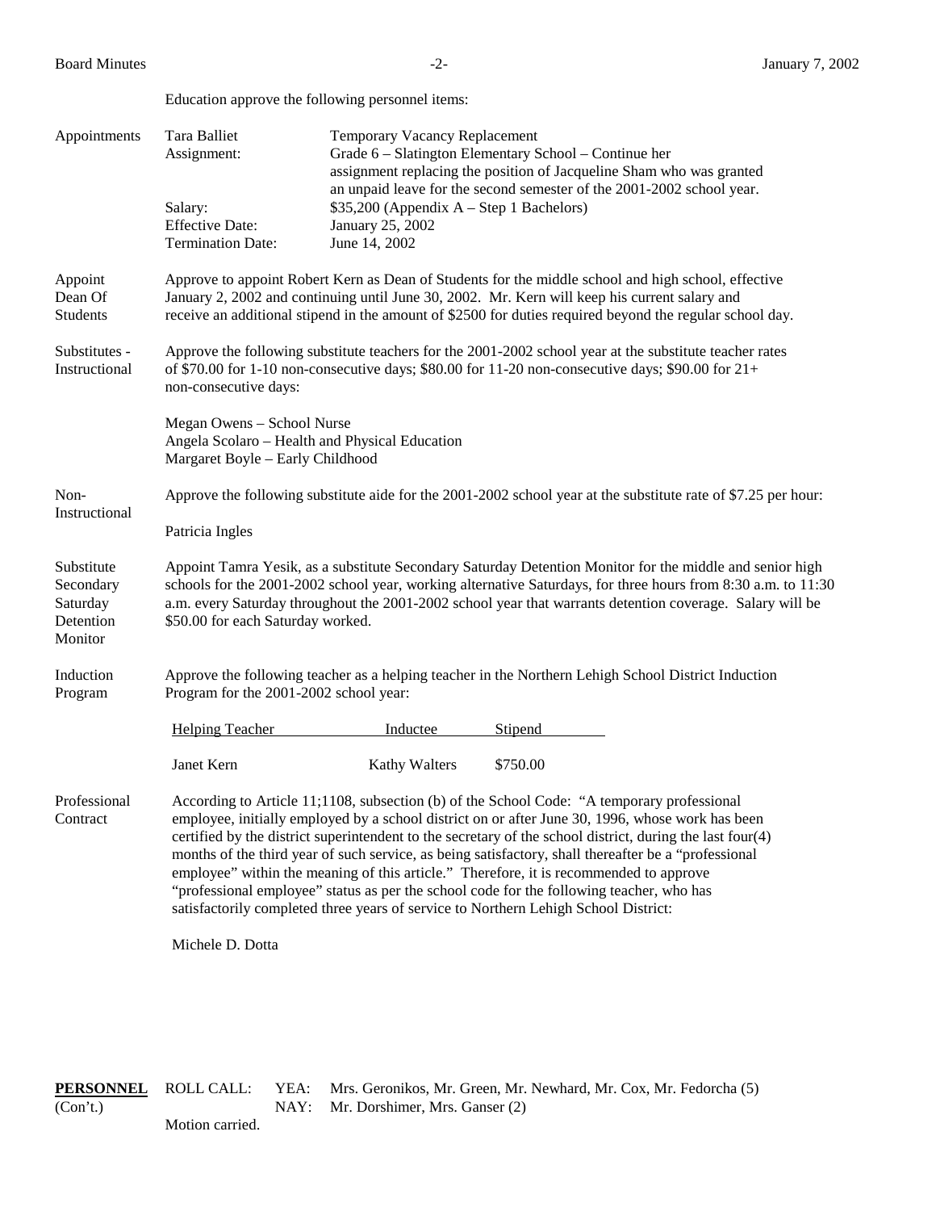Education approve the following personnel items:

**Appointments**

| | |
|---|---|
| Tara Balliet | Temporary Vacancy Replacement |
| Assignment: | Grade 6 – Slatington Elementary School – Continue her assignment replacing the position of Jacqueline Sham who was granted an unpaid leave for the second semester of the 2001-2002 school year. |
| Salary: | $35,200 (Appendix A – Step 1 Bachelors) |
| Effective Date: | January 25, 2002 |
| Termination Date: | June 14, 2002 |

**Appoint Dean Of Students**

Approve to appoint Robert Kern as Dean of Students for the middle school and high school, effective January 2, 2002 and continuing until June 30, 2002. Mr. Kern will keep his current salary and receive an additional stipend in the amount of $2500 for duties required beyond the regular school day.

**Substitutes - Instructional**

Approve the following substitute teachers for the 2001-2002 school year at the substitute teacher rates of $70.00 for 1-10 non-consecutive days; $80.00 for 11-20 non-consecutive days; $90.00 for 21+ non-consecutive days:

Megan Owens – School Nurse
Angela Scolaro – Health and Physical Education
Margaret Boyle – Early Childhood

**Non-Instructional**

Approve the following substitute aide for the 2001-2002 school year at the substitute rate of $7.25 per hour:

Patricia Ingles

**Substitute Secondary Saturday Detention Monitor**

Appoint Tamra Yesik, as a substitute Secondary Saturday Detention Monitor for the middle and senior high schools for the 2001-2002 school year, working alternative Saturdays, for three hours from 8:30 a.m. to 11:30 a.m. every Saturday throughout the 2001-2002 school year that warrants detention coverage. Salary will be $50.00 for each Saturday worked.

**Induction Program**

Approve the following teacher as a helping teacher in the Northern Lehigh School District Induction Program for the 2001-2002 school year:

| Helping Teacher | Inductee | Stipend |
|---|---|---|
| Janet Kern | Kathy Walters | $750.00 |

**Professional Contract**

According to Article 11;1108, subsection (b) of the School Code: "A temporary professional employee, initially employed by a school district on or after June 30, 1996, whose work has been certified by the district superintendent to the secretary of the school district, during the last four(4) months of the third year of such service, as being satisfactory, shall thereafter be a "professional employee" within the meaning of this article." Therefore, it is recommended to approve "professional employee" status as per the school code for the following teacher, who has satisfactorily completed three years of service to Northern Lehigh School District:

Michele D. Dotta

**PERSONNEL** (Con't.)

ROLL CALL: YEA: Mrs. Geronikos, Mr. Green, Mr. Newhard, Mr. Cox, Mr. Fedorcha (5)
NAY: Mr. Dorshimer, Mrs. Ganser (2)

Motion carried.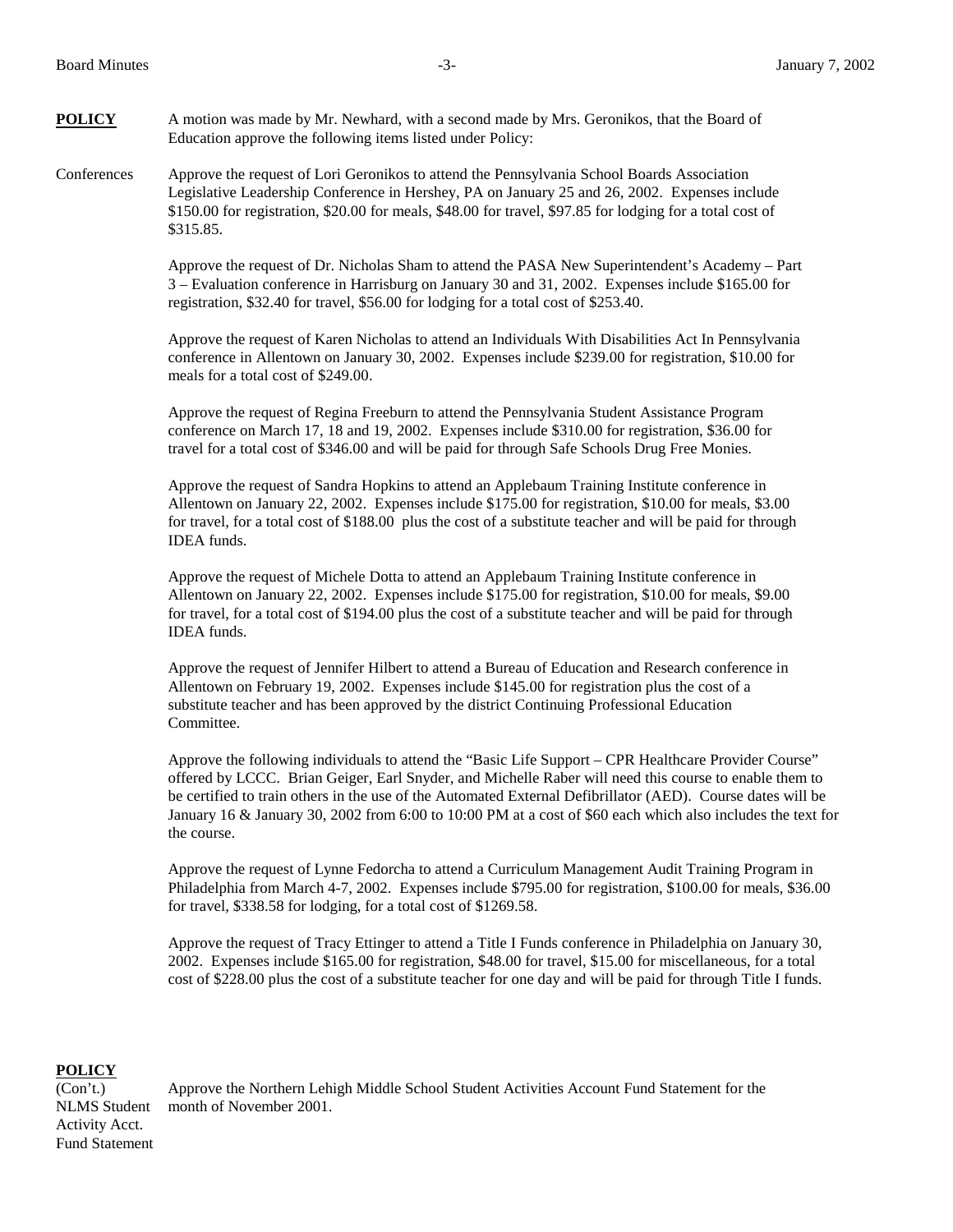**POLICY** A motion was made by Mr. Newhard, with a second made by Mrs. Geronikos, that the Board of Education approve the following items listed under Policy:

Conferences

Approve the request of Lori Geronikos to attend the Pennsylvania School Boards Association Legislative Leadership Conference in Hershey, PA on January 25 and 26, 2002. Expenses include $150.00 for registration, $20.00 for meals, $48.00 for travel, $97.85 for lodging for a total cost of $315.85.

Approve the request of Dr. Nicholas Sham to attend the PASA New Superintendent's Academy – Part 3 – Evaluation conference in Harrisburg on January 30 and 31, 2002. Expenses include $165.00 for registration, $32.40 for travel, $56.00 for lodging for a total cost of $253.40.

Approve the request of Karen Nicholas to attend an Individuals With Disabilities Act In Pennsylvania conference in Allentown on January 30, 2002. Expenses include $239.00 for registration, $10.00 for meals for a total cost of $249.00.

Approve the request of Regina Freeburn to attend the Pennsylvania Student Assistance Program conference on March 17, 18 and 19, 2002. Expenses include $310.00 for registration, $36.00 for travel for a total cost of $346.00 and will be paid for through Safe Schools Drug Free Monies.

Approve the request of Sandra Hopkins to attend an Applebaum Training Institute conference in Allentown on January 22, 2002. Expenses include $175.00 for registration, $10.00 for meals, $3.00 for travel, for a total cost of $188.00 plus the cost of a substitute teacher and will be paid for through IDEA funds.

Approve the request of Michele Dotta to attend an Applebaum Training Institute conference in Allentown on January 22, 2002. Expenses include $175.00 for registration, $10.00 for meals, $9.00 for travel, for a total cost of $194.00 plus the cost of a substitute teacher and will be paid for through IDEA funds.

Approve the request of Jennifer Hilbert to attend a Bureau of Education and Research conference in Allentown on February 19, 2002. Expenses include $145.00 for registration plus the cost of a substitute teacher and has been approved by the district Continuing Professional Education Committee.

Approve the following individuals to attend the "Basic Life Support – CPR Healthcare Provider Course" offered by LCCC. Brian Geiger, Earl Snyder, and Michelle Raber will need this course to enable them to be certified to train others in the use of the Automated External Defibrillator (AED). Course dates will be January 16 & January 30, 2002 from 6:00 to 10:00 PM at a cost of $60 each which also includes the text for the course.

Approve the request of Lynne Fedorcha to attend a Curriculum Management Audit Training Program in Philadelphia from March 4-7, 2002. Expenses include $795.00 for registration, $100.00 for meals, $36.00 for travel, $338.58 for lodging, for a total cost of $1269.58.

Approve the request of Tracy Ettinger to attend a Title I Funds conference in Philadelphia on January 30, 2002. Expenses include $165.00 for registration, $48.00 for travel, $15.00 for miscellaneous, for a total cost of $228.00 plus the cost of a substitute teacher for one day and will be paid for through Title I funds.

**POLICY**
(Con't.)

NLMS Student Activity Acct. Fund Statement

Approve the Northern Lehigh Middle School Student Activities Account Fund Statement for the month of November 2001.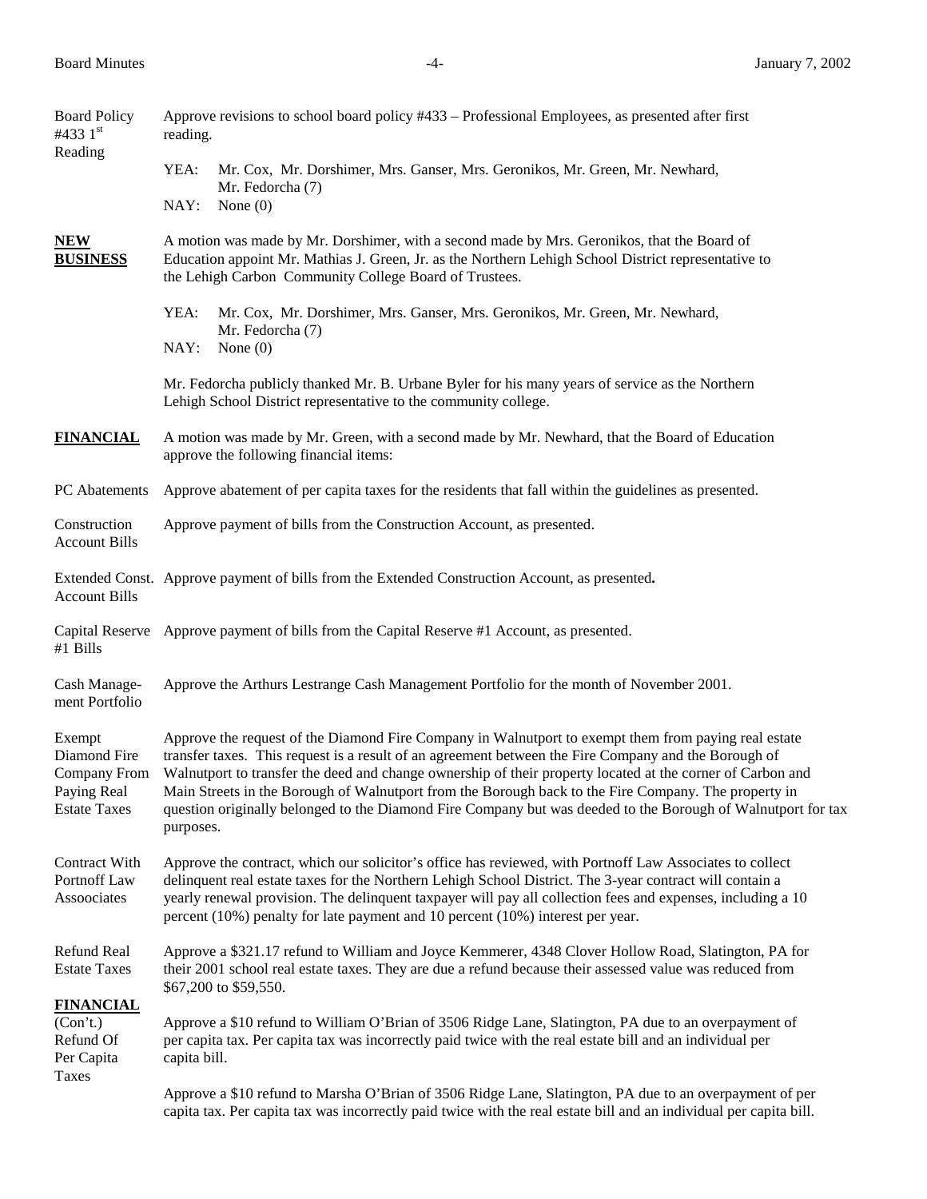**Board Policy #433 1st Reading** — Approve revisions to school board policy #433 – Professional Employees, as presented after first reading.

YEA: Mr. Cox, Mr. Dorshimer, Mrs. Ganser, Mrs. Geronikos, Mr. Green, Mr. Newhard, Mr. Fedorcha (7)
NAY: None (0)

## NEW BUSINESS

A motion was made by Mr. Dorshimer, with a second made by Mrs. Geronikos, that the Board of Education appoint Mr. Mathias J. Green, Jr. as the Northern Lehigh School District representative to the Lehigh Carbon Community College Board of Trustees.

YEA: Mr. Cox, Mr. Dorshimer, Mrs. Ganser, Mrs. Geronikos, Mr. Green, Mr. Newhard, Mr. Fedorcha (7)
NAY: None (0)

Mr. Fedorcha publicly thanked Mr. B. Urbane Byler for his many years of service as the Northern Lehigh School District representative to the community college.

## FINANCIAL

A motion was made by Mr. Green, with a second made by Mr. Newhard, that the Board of Education approve the following financial items:

**PC Abatements** — Approve abatement of per capita taxes for the residents that fall within the guidelines as presented.

**Construction Account Bills** — Approve payment of bills from the Construction Account, as presented.

**Extended Const. Account Bills** — Approve payment of bills from the Extended Construction Account, as presented.

**Capital Reserve #1 Bills** — Approve payment of bills from the Capital Reserve #1 Account, as presented.

**Cash Management Portfolio** — Approve the Arthurs Lestrange Cash Management Portfolio for the month of November 2001.

**Exempt Diamond Fire Company From Paying Real Estate Taxes** — Approve the request of the Diamond Fire Company in Walnutport to exempt them from paying real estate transfer taxes. This request is a result of an agreement between the Fire Company and the Borough of Walnutport to transfer the deed and change ownership of their property located at the corner of Carbon and Main Streets in the Borough of Walnutport from the Borough back to the Fire Company. The property in question originally belonged to the Diamond Fire Company but was deeded to the Borough of Walnutport for tax purposes.

**Contract With Portnoff Law Assoociates** — Approve the contract, which our solicitor's office has reviewed, with Portnoff Law Associates to collect delinquent real estate taxes for the Northern Lehigh School District. The 3-year contract will contain a yearly renewal provision. The delinquent taxpayer will pay all collection fees and expenses, including a 10 percent (10%) penalty for late payment and 10 percent (10%) interest per year.

**Refund Real Estate Taxes** — Approve a $321.17 refund to William and Joyce Kemmerer, 4348 Clover Hollow Road, Slatington, PA for their 2001 school real estate taxes. They are due a refund because their assessed value was reduced from $67,200 to $59,550.

## FINANCIAL (Con't.)

**Refund Of Per Capita Taxes** — Approve a $10 refund to William O'Brian of 3506 Ridge Lane, Slatington, PA due to an overpayment of per capita tax. Per capita tax was incorrectly paid twice with the real estate bill and an individual per capita bill.

Approve a $10 refund to Marsha O'Brian of 3506 Ridge Lane, Slatington, PA due to an overpayment of per capita tax. Per capita tax was incorrectly paid twice with the real estate bill and an individual per capita bill.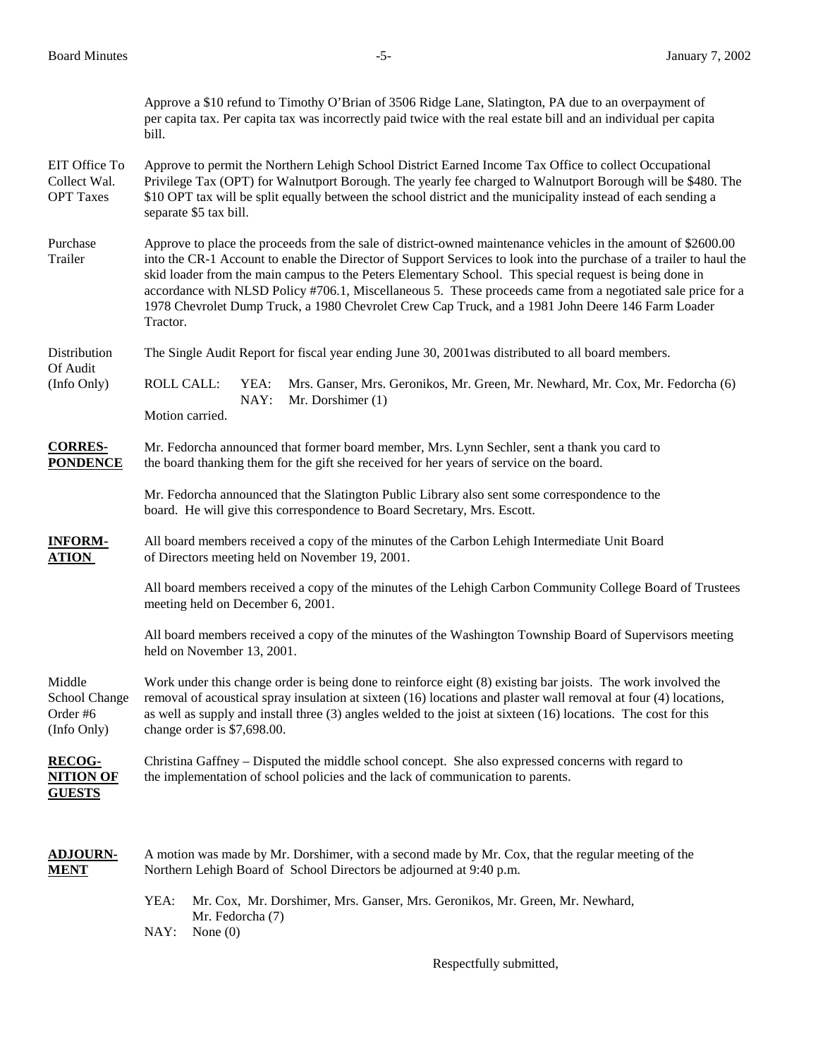Approve a $10 refund to Timothy O'Brian of 3506 Ridge Lane, Slatington, PA due to an overpayment of per capita tax. Per capita tax was incorrectly paid twice with the real estate bill and an individual per capita bill.

**EIT Office To Collect Wal. OPT Taxes**

Approve to permit the Northern Lehigh School District Earned Income Tax Office to collect Occupational Privilege Tax (OPT) for Walnutport Borough. The yearly fee charged to Walnutport Borough will be $480. The $10 OPT tax will be split equally between the school district and the municipality instead of each sending a separate $5 tax bill.

**Purchase Trailer**

Approve to place the proceeds from the sale of district-owned maintenance vehicles in the amount of $2600.00 into the CR-1 Account to enable the Director of Support Services to look into the purchase of a trailer to haul the skid loader from the main campus to the Peters Elementary School. This special request is being done in accordance with NLSD Policy #706.1, Miscellaneous 5. These proceeds came from a negotiated sale price for a 1978 Chevrolet Dump Truck, a 1980 Chevrolet Crew Cap Truck, and a 1981 John Deere 146 Farm Loader Tractor.

**Distribution Of Audit (Info Only)**

The Single Audit Report for fiscal year ending June 30, 2001was distributed to all board members.

ROLL CALL:
YEA: Mrs. Ganser, Mrs. Geronikos, Mr. Green, Mr. Newhard, Mr. Cox, Mr. Fedorcha (6)
NAY: Mr. Dorshimer (1)

Motion carried.

## CORRESPONDENCE

Mr. Fedorcha announced that former board member, Mrs. Lynn Sechler, sent a thank you card to the board thanking them for the gift she received for her years of service on the board.

Mr. Fedorcha announced that the Slatington Public Library also sent some correspondence to the board. He will give this correspondence to Board Secretary, Mrs. Escott.

## INFORMATION

All board members received a copy of the minutes of the Carbon Lehigh Intermediate Unit Board of Directors meeting held on November 19, 2001.

All board members received a copy of the minutes of the Lehigh Carbon Community College Board of Trustees meeting held on December 6, 2001.

All board members received a copy of the minutes of the Washington Township Board of Supervisors meeting held on November 13, 2001.

**Middle School Change Order #6 (Info Only)**

Work under this change order is being done to reinforce eight (8) existing bar joists. The work involved the removal of acoustical spray insulation at sixteen (16) locations and plaster wall removal at four (4) locations, as well as supply and install three (3) angles welded to the joist at sixteen (16) locations. The cost for this change order is $7,698.00.

## RECOGNITION OF GUESTS

Christina Gaffney – Disputed the middle school concept. She also expressed concerns with regard to the implementation of school policies and the lack of communication to parents.

## ADJOURNMENT

A motion was made by Mr. Dorshimer, with a second made by Mr. Cox, that the regular meeting of the Northern Lehigh Board of School Directors be adjourned at 9:40 p.m.

YEA: Mr. Cox, Mr. Dorshimer, Mrs. Ganser, Mrs. Geronikos, Mr. Green, Mr. Newhard, Mr. Fedorcha (7)
NAY: None (0)

Respectfully submitted,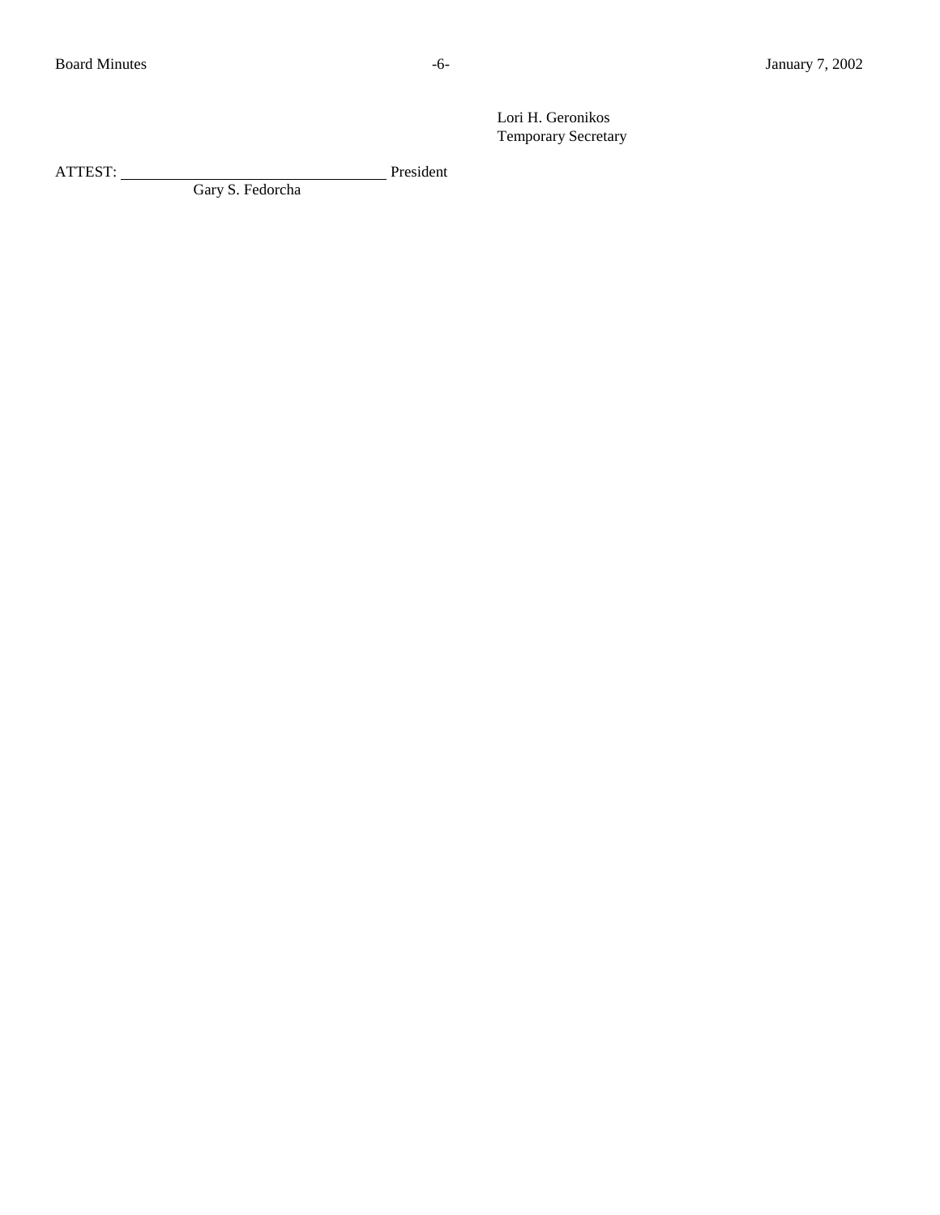Lori H. Geronikos
Temporary Secretary

ATTEST: ________________________________ President
Gary S. Fedorcha